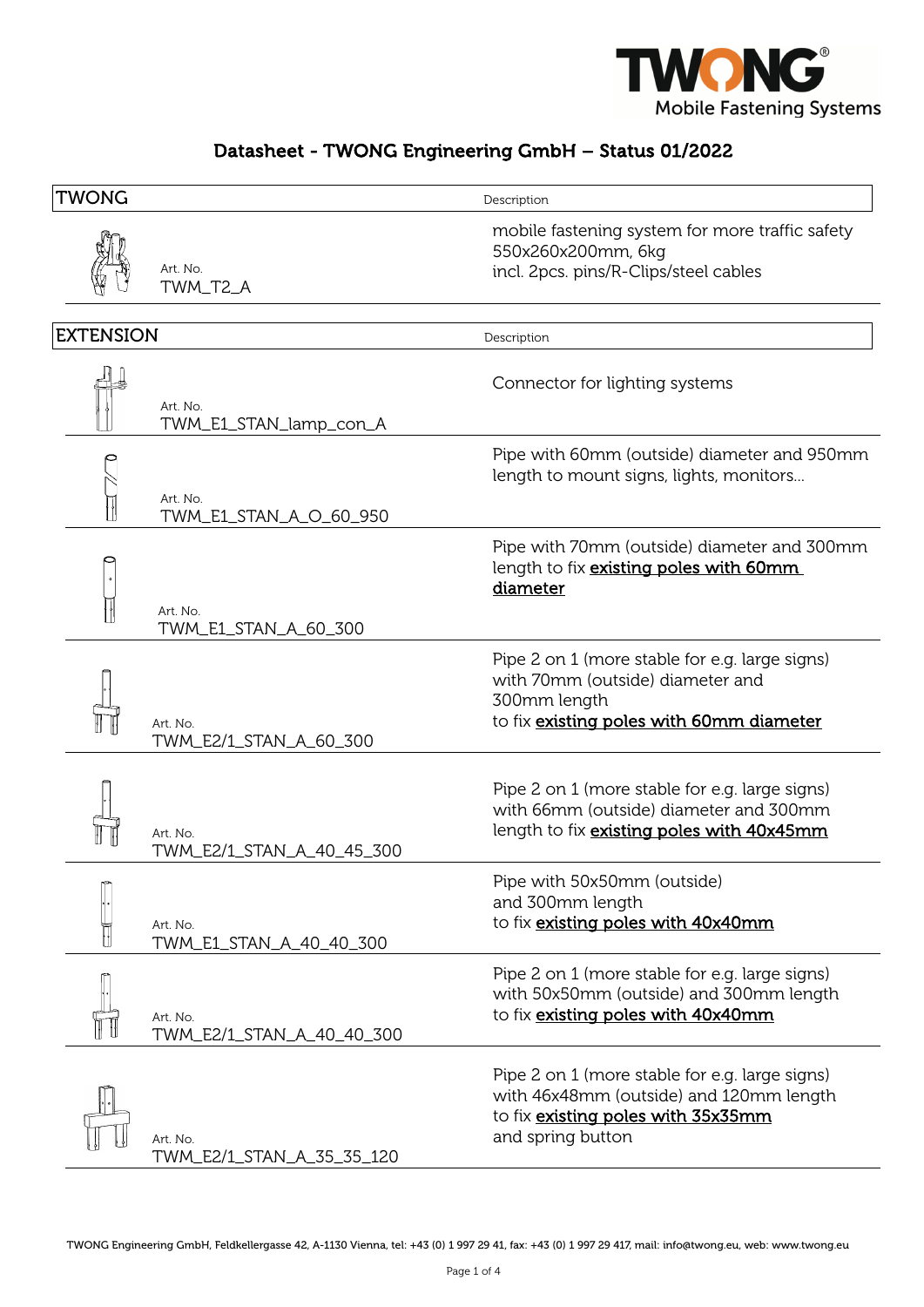**TWONG** Mobile Fastening Systems

# Datasheet - TWONG Engineering GmbH – Status 01/2022

| TWONG | Description |
| --- | --- |
| Art. No. TWM_T2_A | mobile fastening system for more traffic safety<br>550x260x200mm, 6kg<br>incl. 2pcs. pins/R-Clips/steel cables |

| EXTENSION | Description |
| --- | --- |
| Art. No. TWM_E1_STAN_lamp_con_A | Connector for lighting systems |
| Art. No. TWM_E1_STAN_A_O_60_950 | Pipe with 60mm (outside) diameter and 950mm length to mount signs, lights, monitors... |
| Art. No. TWM_E1_STAN_A_60_300 | Pipe with 70mm (outside) diameter and 300mm length to fix <u>**existing poles with 60mm diameter**</u> |
| Art. No. TWM_E2/1_STAN_A_60_300 | Pipe 2 on 1 (more stable for e.g. large signs) with 70mm (outside) diameter and 300mm length<br>to fix <u>**existing poles with 60mm diameter**</u> |
| Art. No. TWM_E2/1_STAN_A_40_45_300 | Pipe 2 on 1 (more stable for e.g. large signs) with 66mm (outside) diameter and 300mm length to fix <u>**existing poles with 40x45mm**</u> |
| Art. No. TWM_E1_STAN_A_40_40_300 | Pipe with 50x50mm (outside) and 300mm length<br>to fix <u>**existing poles with 40x40mm**</u> |
| Art. No. TWM_E2/1_STAN_A_40_40_300 | Pipe 2 on 1 (more stable for e.g. large signs) with 50x50mm (outside) and 300mm length to fix <u>**existing poles with 40x40mm**</u> |
| Art. No. TWM_E2/1_STAN_A_35_35_120 | Pipe 2 on 1 (more stable for e.g. large signs) with 46x48mm (outside) and 120mm length to fix <u>**existing poles with 35x35mm**</u><br>and spring button |

TWONG Engineering GmbH, Feldkellergasse 42, A-1130 Vienna, tel: +43 (0) 1 997 29 41, fax: +43 (0) 1 997 29 417, mail: info@twong.eu, web: www.twong.eu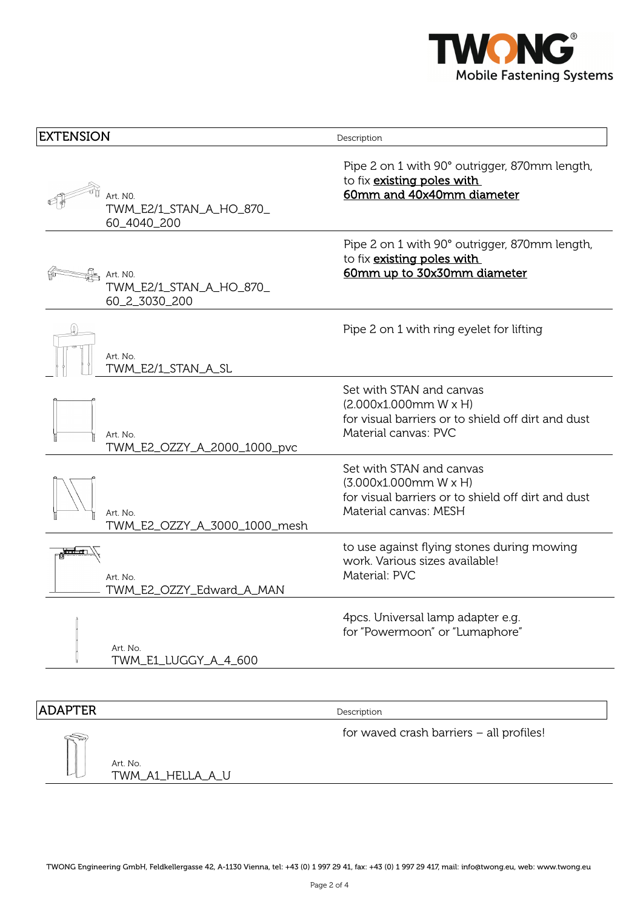| EXTENSION | Description |
| --- | --- |
| Art. N0. TWM_E2/1_STAN_A_HO_870_60_4040_200 | Pipe 2 on 1 with 90° outrigger, 870mm length, to fix existing poles with 60mm and 40x40mm diameter |
| Art. N0. TWM_E2/1_STAN_A_HO_870_60_2_3030_200 | Pipe 2 on 1 with 90° outrigger, 870mm length, to fix existing poles with 60mm up to 30x30mm diameter |
| Art. No. TWM_E2/1_STAN_A_SL | Pipe 2 on 1 with ring eyelet for lifting |
| Art. No. TWM_E2_OZZY_A_2000_1000_pvc | Set with STAN and canvas (2.000x1.000mm W x H) for visual barriers or to shield off dirt and dust Material canvas: PVC |
| Art. No. TWM_E2_OZZY_A_3000_1000_mesh | Set with STAN and canvas (3.000x1.000mm W x H) for visual barriers or to shield off dirt and dust Material canvas: MESH |
| Art. No. TWM_E2_OZZY_Edward_A_MAN | to use against flying stones during mowing work. Various sizes available! Material: PVC |
| Art. No. TWM_E1_LUGGY_A_4_600 | 4pcs. Universal lamp adapter e.g. for "Powermoon" or "Lumaphore" |

| ADAPTER | Description |
| --- | --- |
| Art. No. TWM_A1_HELLA_A_U | for waved crash barriers – all profiles! |

TWONG Engineering GmbH, Feldkellergasse 42, A-1130 Vienna, tel: +43 (0) 1 997 29 41, fax: +43 (0) 1 997 29 417, mail: info@twong.eu, web: www.twong.eu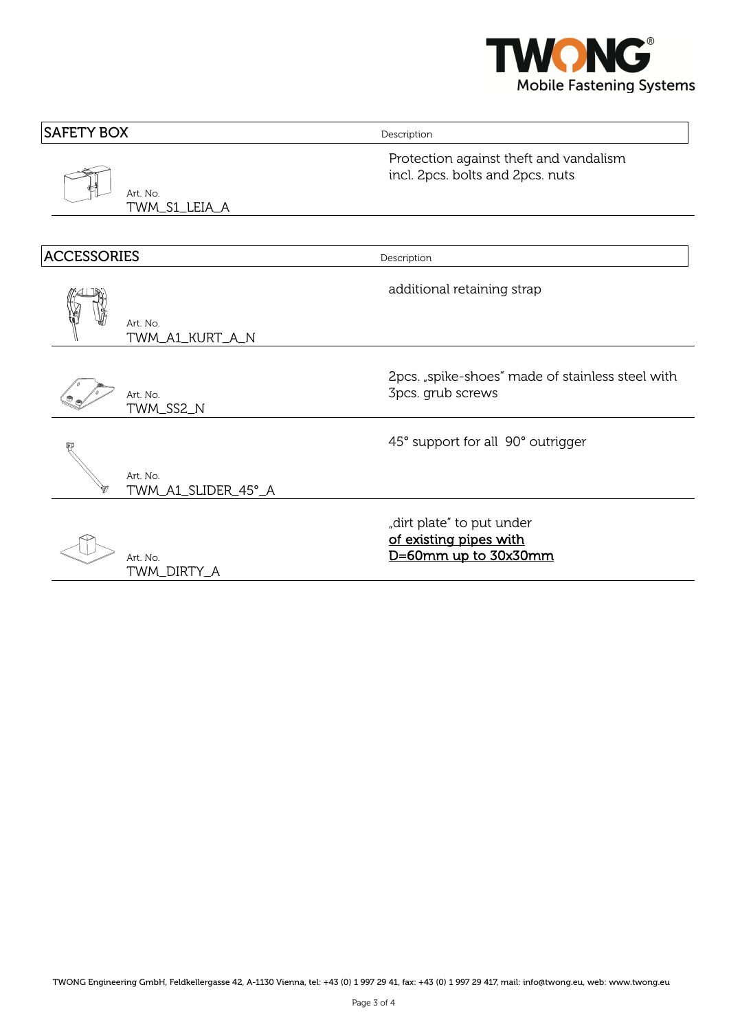| SAFETY BOX | Description |
| --- | --- |
| Art. No. TWM_S1_LEIA_A | Protection against theft and vandalism incl. 2pcs. bolts and 2pcs. nuts |

| ACCESSORIES | Description |
| --- | --- |
| Art. No. TWM_A1_KURT_A_N | additional retaining strap |
| Art. No. TWM_SS2_N | 2pcs. „spike-shoes" made of stainless steel with 3pcs. grub screws |
| Art. No. TWM_A1_SLIDER_45°_A | 45° support for all 90° outrigger |
| Art. No. TWM_DIRTY_A | „dirt plate" to put under <u>of existing pipes with D=60mm up to 30x30mm</u> |

TWONG Engineering GmbH, Feldkellergasse 42, A-1130 Vienna, tel: +43 (0) 1 997 29 41, fax: +43 (0) 1 997 29 417, mail: info@twong.eu, web: www.twong.eu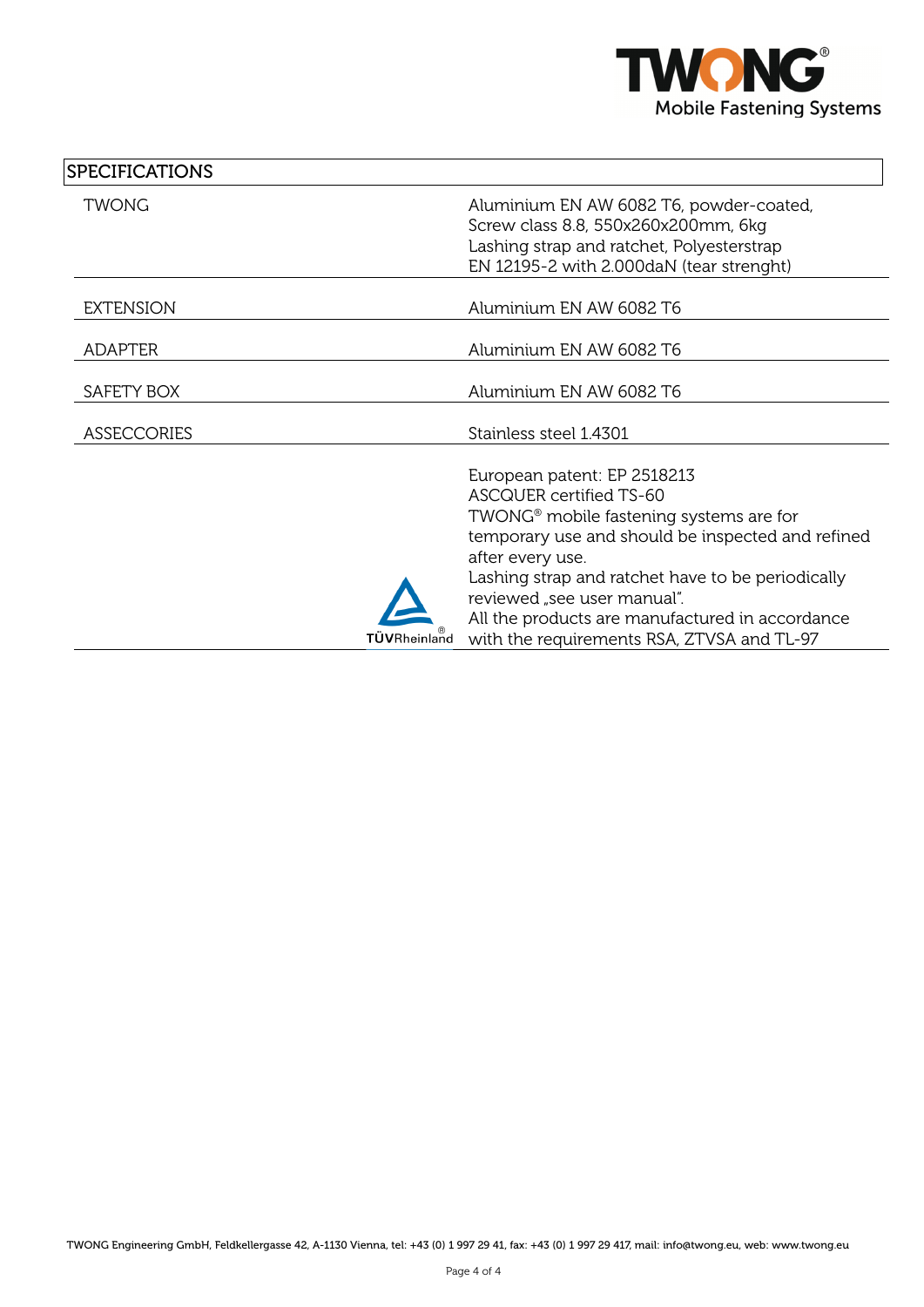## SPECIFICATIONS

| | |
|---|---|
| TWONG | Aluminium EN AW 6082 T6, powder-coated,<br>Screw class 8.8, 550x260x200mm, 6kg<br>Lashing strap and ratchet, Polyesterstrap<br>EN 12195-2 with 2.000daN (tear strenght) |
| EXTENSION | Aluminium EN AW 6082 T6 |
| ADAPTER | Aluminium EN AW 6082 T6 |
| SAFETY BOX | Aluminium EN AW 6082 T6 |
| ASSECCORIES | Stainless steel 1.4301 |
| TÜVRheinland® | European patent: EP 2518213<br>ASCQUER certified TS-60<br>TWONG® mobile fastening systems are for temporary use and should be inspected and refined after every use.<br>Lashing strap and ratchet have to be periodically reviewed „see user manual".<br>All the products are manufactured in accordance with the requirements RSA, ZTVSA and TL-97 |

TWONG Engineering GmbH, Feldkellergasse 42, A-1130 Vienna, tel: +43 (0) 1 997 29 41, fax: +43 (0) 1 997 29 417, mail: info@twong.eu, web: www.twong.eu